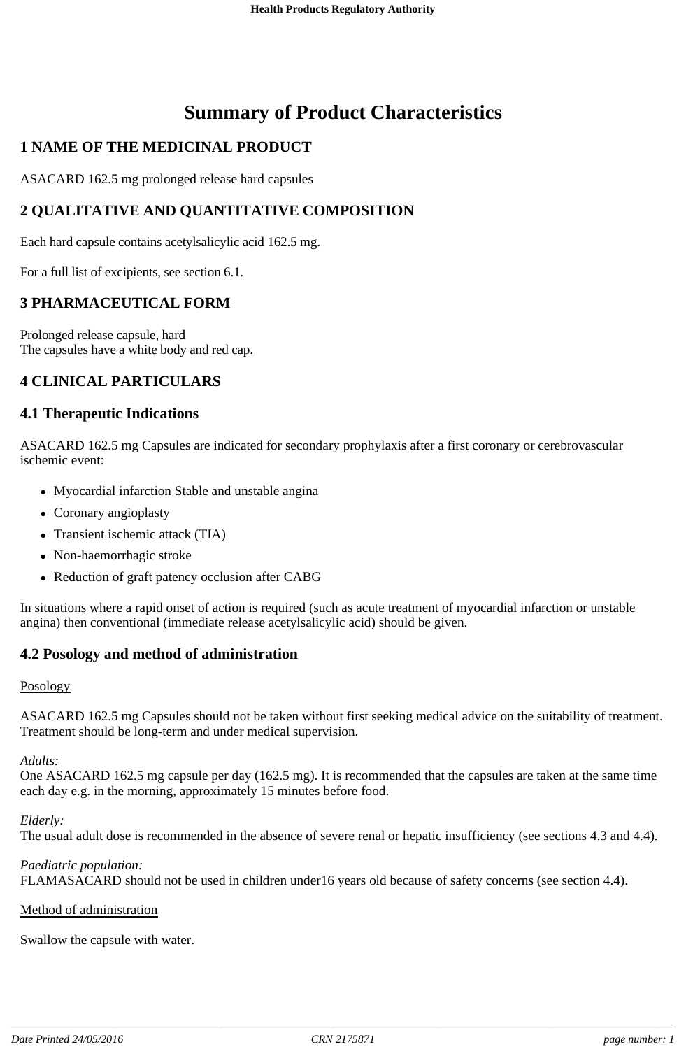# Summary of Product Characteristics

## 1 NAME OF THE MEDICINAL PRODUCT

ASACARD 162.5 mg prolonged release hard capsules

## 2 QUALITATIVE AND QUANTITATIVE COMPOSITION

Each hard capsule contains acetylsalicylic acid 162.5 mg.

For a full list of excipients, see section 6.1.

## 3 PHARMACEUTICAL FORM

Prolonged release capsule, hard
The capsules have a white body and red cap.

## 4 CLINICAL PARTICULARS

### 4.1 Therapeutic Indications

ASACARD 162.5 mg Capsules are indicated for secondary prophylaxis after a first coronary or cerebrovascular ischemic event:

- Myocardial infarction Stable and unstable angina
- Coronary angioplasty
- Transient ischemic attack (TIA)
- Non-haemorrhagic stroke
- Reduction of graft patency occlusion after CABG

In situations where a rapid onset of action is required (such as acute treatment of myocardial infarction or unstable angina) then conventional (immediate release acetylsalicylic acid) should be given.

### 4.2 Posology and method of administration

Posology

ASACARD 162.5 mg Capsules should not be taken without first seeking medical advice on the suitability of treatment. Treatment should be long-term and under medical supervision.

*Adults:*
One ASACARD 162.5 mg capsule per day (162.5 mg). It is recommended that the capsules are taken at the same time each day e.g. in the morning, approximately 15 minutes before food.

*Elderly:*
The usual adult dose is recommended in the absence of severe renal or hepatic insufficiency (see sections 4.3 and 4.4).

*Paediatric population:*
FLAMASACARD should not be used in children under16 years old because of safety concerns (see section 4.4).

Method of administration

Swallow the capsule with water.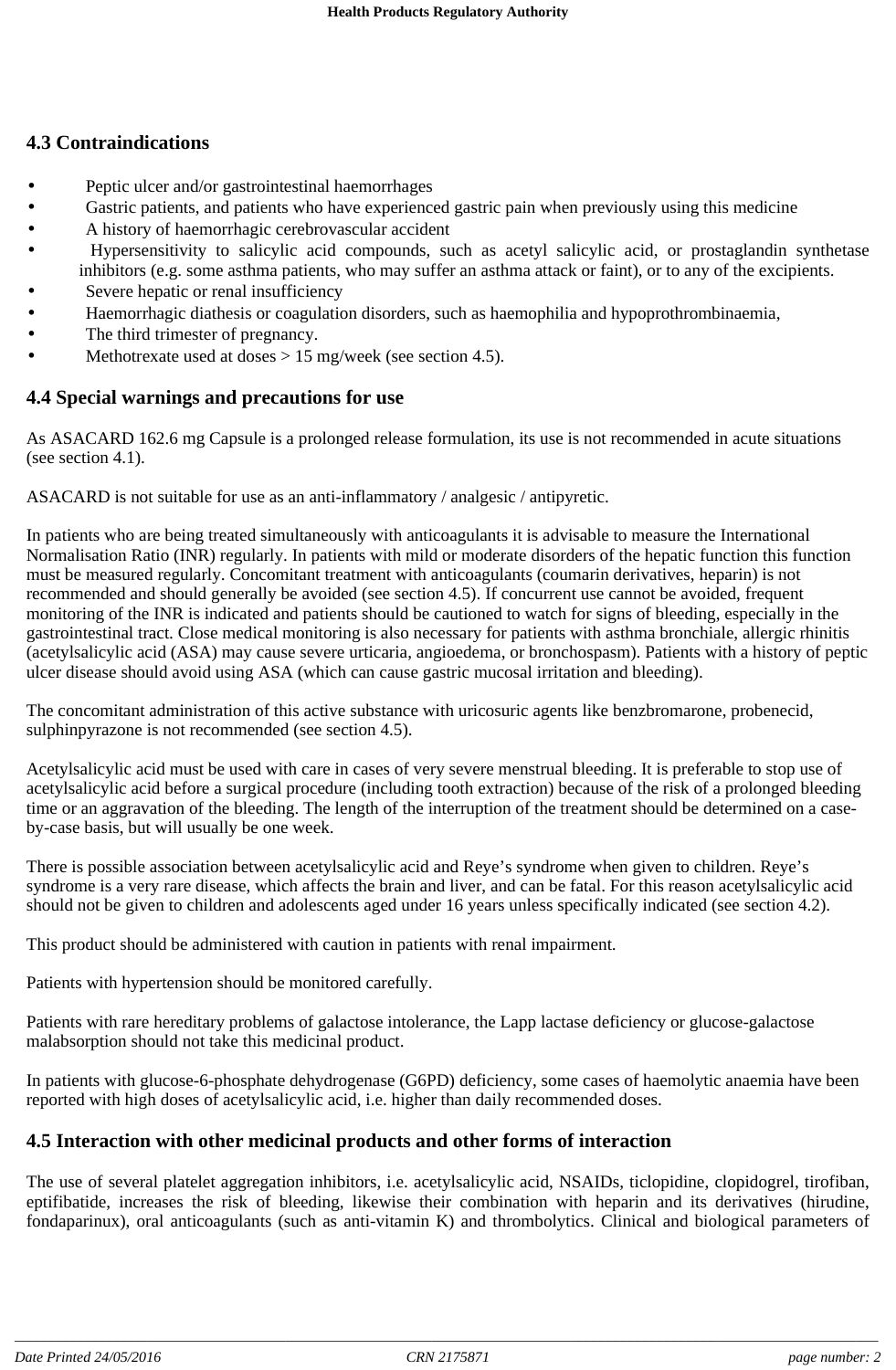## 4.3 Contraindications

- Peptic ulcer and/or gastrointestinal haemorrhages
- Gastric patients, and patients who have experienced gastric pain when previously using this medicine
- A history of haemorrhagic cerebrovascular accident
- Hypersensitivity to salicylic acid compounds, such as acetyl salicylic acid, or prostaglandin synthetase inhibitors (e.g. some asthma patients, who may suffer an asthma attack or faint), or to any of the excipients.
- Severe hepatic or renal insufficiency
- Haemorrhagic diathesis or coagulation disorders, such as haemophilia and hypoprothrombinaemia,
- The third trimester of pregnancy.
- Methotrexate used at doses > 15 mg/week (see section 4.5).

## 4.4 Special warnings and precautions for use

As ASACARD 162.6 mg Capsule is a prolonged release formulation, its use is not recommended in acute situations (see section 4.1).

ASACARD is not suitable for use as an anti-inflammatory / analgesic / antipyretic.

In patients who are being treated simultaneously with anticoagulants it is advisable to measure the International Normalisation Ratio (INR) regularly. In patients with mild or moderate disorders of the hepatic function this function must be measured regularly. Concomitant treatment with anticoagulants (coumarin derivatives, heparin) is not recommended and should generally be avoided (see section 4.5). If concurrent use cannot be avoided, frequent monitoring of the INR is indicated and patients should be cautioned to watch for signs of bleeding, especially in the gastrointestinal tract. Close medical monitoring is also necessary for patients with asthma bronchiale, allergic rhinitis (acetylsalicylic acid (ASA) may cause severe urticaria, angioedema, or bronchospasm). Patients with a history of peptic ulcer disease should avoid using ASA (which can cause gastric mucosal irritation and bleeding).

The concomitant administration of this active substance with uricosuric agents like benzbromarone, probenecid, sulphinpyrazone is not recommended (see section 4.5).

Acetylsalicylic acid must be used with care in cases of very severe menstrual bleeding. It is preferable to stop use of acetylsalicylic acid before a surgical procedure (including tooth extraction) because of the risk of a prolonged bleeding time or an aggravation of the bleeding. The length of the interruption of the treatment should be determined on a case-by-case basis, but will usually be one week.

There is possible association between acetylsalicylic acid and Reye's syndrome when given to children. Reye's syndrome is a very rare disease, which affects the brain and liver, and can be fatal. For this reason acetylsalicylic acid should not be given to children and adolescents aged under 16 years unless specifically indicated (see section 4.2).

This product should be administered with caution in patients with renal impairment.

Patients with hypertension should be monitored carefully.

Patients with rare hereditary problems of galactose intolerance, the Lapp lactase deficiency or glucose-galactose malabsorption should not take this medicinal product.

In patients with glucose-6-phosphate dehydrogenase (G6PD) deficiency, some cases of haemolytic anaemia have been reported with high doses of acetylsalicylic acid, i.e. higher than daily recommended doses.

## 4.5 Interaction with other medicinal products and other forms of interaction

The use of several platelet aggregation inhibitors, i.e. acetylsalicylic acid, NSAIDs, ticlopidine, clopidogrel, tirofiban, eptifibatide, increases the risk of bleeding, likewise their combination with heparin and its derivatives (hirudine, fondaparinux), oral anticoagulants (such as anti-vitamin K) and thrombolytics. Clinical and biological parameters of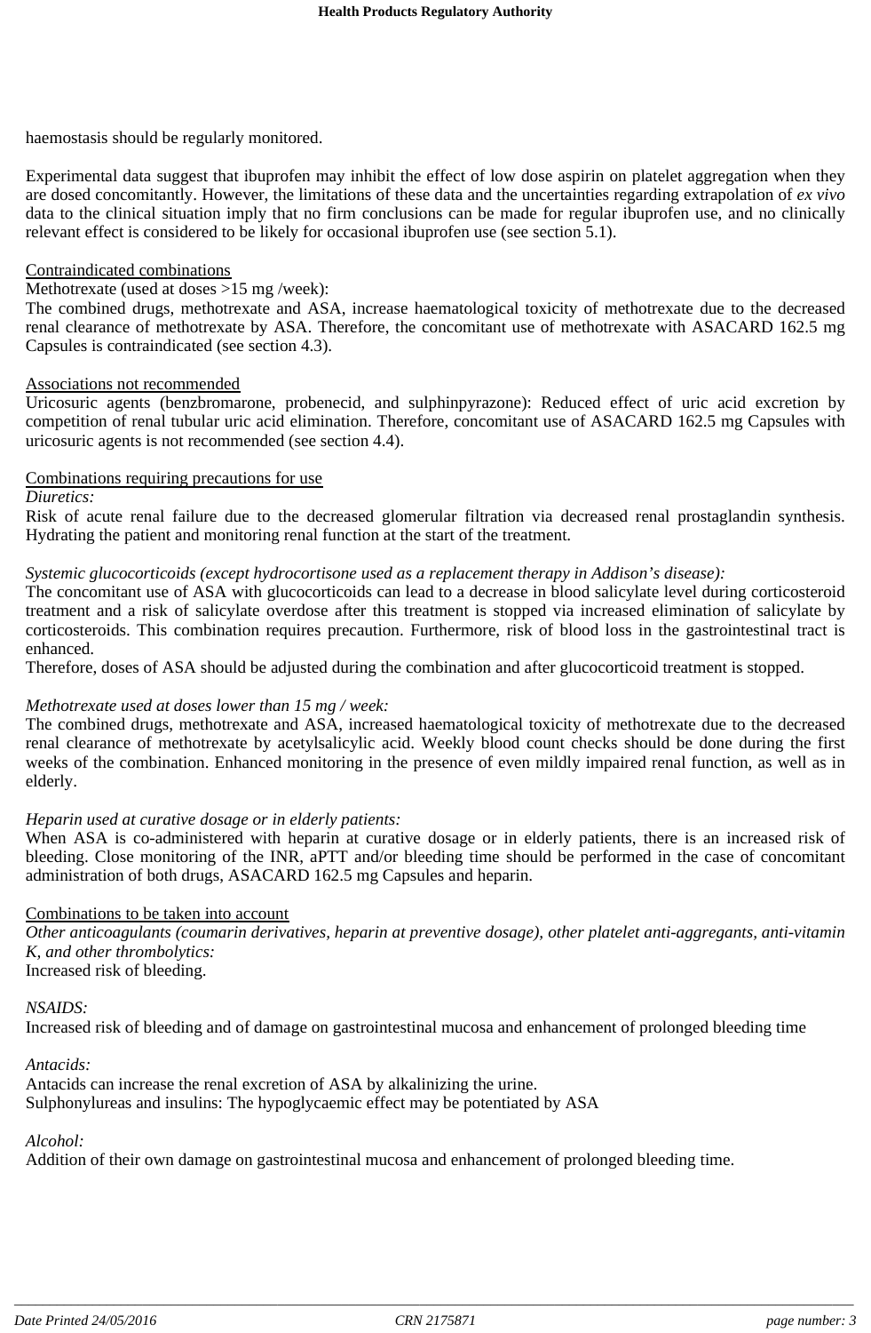haemostasis should be regularly monitored.

Experimental data suggest that ibuprofen may inhibit the effect of low dose aspirin on platelet aggregation when they are dosed concomitantly. However, the limitations of these data and the uncertainties regarding extrapolation of *ex vivo* data to the clinical situation imply that no firm conclusions can be made for regular ibuprofen use, and no clinically relevant effect is considered to be likely for occasional ibuprofen use (see section 5.1).

<u>Contraindicated combinations</u>

Methotrexate (used at doses >15 mg /week):

The combined drugs, methotrexate and ASA, increase haematological toxicity of methotrexate due to the decreased renal clearance of methotrexate by ASA. Therefore, the concomitant use of methotrexate with ASACARD 162.5 mg Capsules is contraindicated (see section 4.3).

<u>Associations not recommended</u>

Uricosuric agents (benzbromarone, probenecid, and sulphinpyrazone): Reduced effect of uric acid excretion by competition of renal tubular uric acid elimination. Therefore, concomitant use of ASACARD 162.5 mg Capsules with uricosuric agents is not recommended (see section 4.4).

<u>Combinations requiring precautions for use</u>

*Diuretics:*

Risk of acute renal failure due to the decreased glomerular filtration via decreased renal prostaglandin synthesis. Hydrating the patient and monitoring renal function at the start of the treatment.

*Systemic glucocorticoids (except hydrocortisone used as a replacement therapy in Addison's disease):*

The concomitant use of ASA with glucocorticoids can lead to a decrease in blood salicylate level during corticosteroid treatment and a risk of salicylate overdose after this treatment is stopped via increased elimination of salicylate by corticosteroids. This combination requires precaution. Furthermore, risk of blood loss in the gastrointestinal tract is enhanced.

Therefore, doses of ASA should be adjusted during the combination and after glucocorticoid treatment is stopped.

*Methotrexate used at doses lower than 15 mg / week:*

The combined drugs, methotrexate and ASA, increased haematological toxicity of methotrexate due to the decreased renal clearance of methotrexate by acetylsalicylic acid. Weekly blood count checks should be done during the first weeks of the combination. Enhanced monitoring in the presence of even mildly impaired renal function, as well as in elderly.

*Heparin used at curative dosage or in elderly patients:*

When ASA is co-administered with heparin at curative dosage or in elderly patients, there is an increased risk of bleeding. Close monitoring of the INR, aPTT and/or bleeding time should be performed in the case of concomitant administration of both drugs, ASACARD 162.5 mg Capsules and heparin.

<u>Combinations to be taken into account</u>

*Other anticoagulants (coumarin derivatives, heparin at preventive dosage), other platelet anti-aggregants, anti-vitamin K, and other thrombolytics:*

Increased risk of bleeding.

*NSAIDS:*

Increased risk of bleeding and of damage on gastrointestinal mucosa and enhancement of prolonged bleeding time

*Antacids:*

Antacids can increase the renal excretion of ASA by alkalinizing the urine.

Sulphonylureas and insulins: The hypoglycaemic effect may be potentiated by ASA

*Alcohol:*

Addition of their own damage on gastrointestinal mucosa and enhancement of prolonged bleeding time.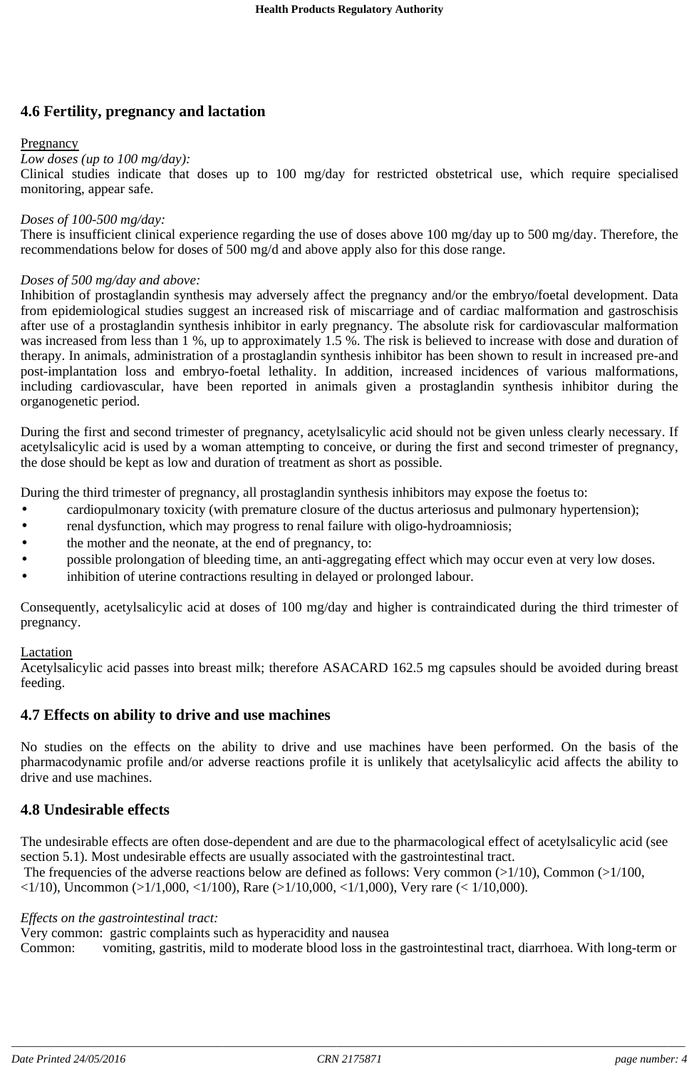## 4.6 Fertility, pregnancy and lactation

Pregnancy

*Low doses (up to 100 mg/day):*
Clinical studies indicate that doses up to 100 mg/day for restricted obstetrical use, which require specialised monitoring, appear safe.

*Doses of 100-500 mg/day:*
There is insufficient clinical experience regarding the use of doses above 100 mg/day up to 500 mg/day. Therefore, the recommendations below for doses of 500 mg/d and above apply also for this dose range.

*Doses of 500 mg/day and above:*
Inhibition of prostaglandin synthesis may adversely affect the pregnancy and/or the embryo/foetal development. Data from epidemiological studies suggest an increased risk of miscarriage and of cardiac malformation and gastroschisis after use of a prostaglandin synthesis inhibitor in early pregnancy. The absolute risk for cardiovascular malformation was increased from less than 1 %, up to approximately 1.5 %. The risk is believed to increase with dose and duration of therapy. In animals, administration of a prostaglandin synthesis inhibitor has been shown to result in increased pre-and post-implantation loss and embryo-foetal lethality. In addition, increased incidences of various malformations, including cardiovascular, have been reported in animals given a prostaglandin synthesis inhibitor during the organogenetic period.

During the first and second trimester of pregnancy, acetylsalicylic acid should not be given unless clearly necessary. If acetylsalicylic acid is used by a woman attempting to conceive, or during the first and second trimester of pregnancy, the dose should be kept as low and duration of treatment as short as possible.

During the third trimester of pregnancy, all prostaglandin synthesis inhibitors may expose the foetus to:

- cardiopulmonary toxicity (with premature closure of the ductus arteriosus and pulmonary hypertension);
- renal dysfunction, which may progress to renal failure with oligo-hydroamniosis;
- the mother and the neonate, at the end of pregnancy, to:
- possible prolongation of bleeding time, an anti-aggregating effect which may occur even at very low doses.
- inhibition of uterine contractions resulting in delayed or prolonged labour.

Consequently, acetylsalicylic acid at doses of 100 mg/day and higher is contraindicated during the third trimester of pregnancy.

Lactation

Acetylsalicylic acid passes into breast milk; therefore ASACARD 162.5 mg capsules should be avoided during breast feeding.

## 4.7 Effects on ability to drive and use machines

No studies on the effects on the ability to drive and use machines have been performed. On the basis of the pharmacodynamic profile and/or adverse reactions profile it is unlikely that acetylsalicylic acid affects the ability to drive and use machines.

## 4.8 Undesirable effects

The undesirable effects are often dose-dependent and are due to the pharmacological effect of acetylsalicylic acid (see section 5.1). Most undesirable effects are usually associated with the gastrointestinal tract.
The frequencies of the adverse reactions below are defined as follows: Very common (>1/10), Common (>1/100, <1/10), Uncommon (>1/1,000, <1/100), Rare (>1/10,000, <1/1,000), Very rare (< 1/10,000).

*Effects on the gastrointestinal tract:*
Very common: gastric complaints such as hyperacidity and nausea
Common: vomiting, gastritis, mild to moderate blood loss in the gastrointestinal tract, diarrhoea. With long-term or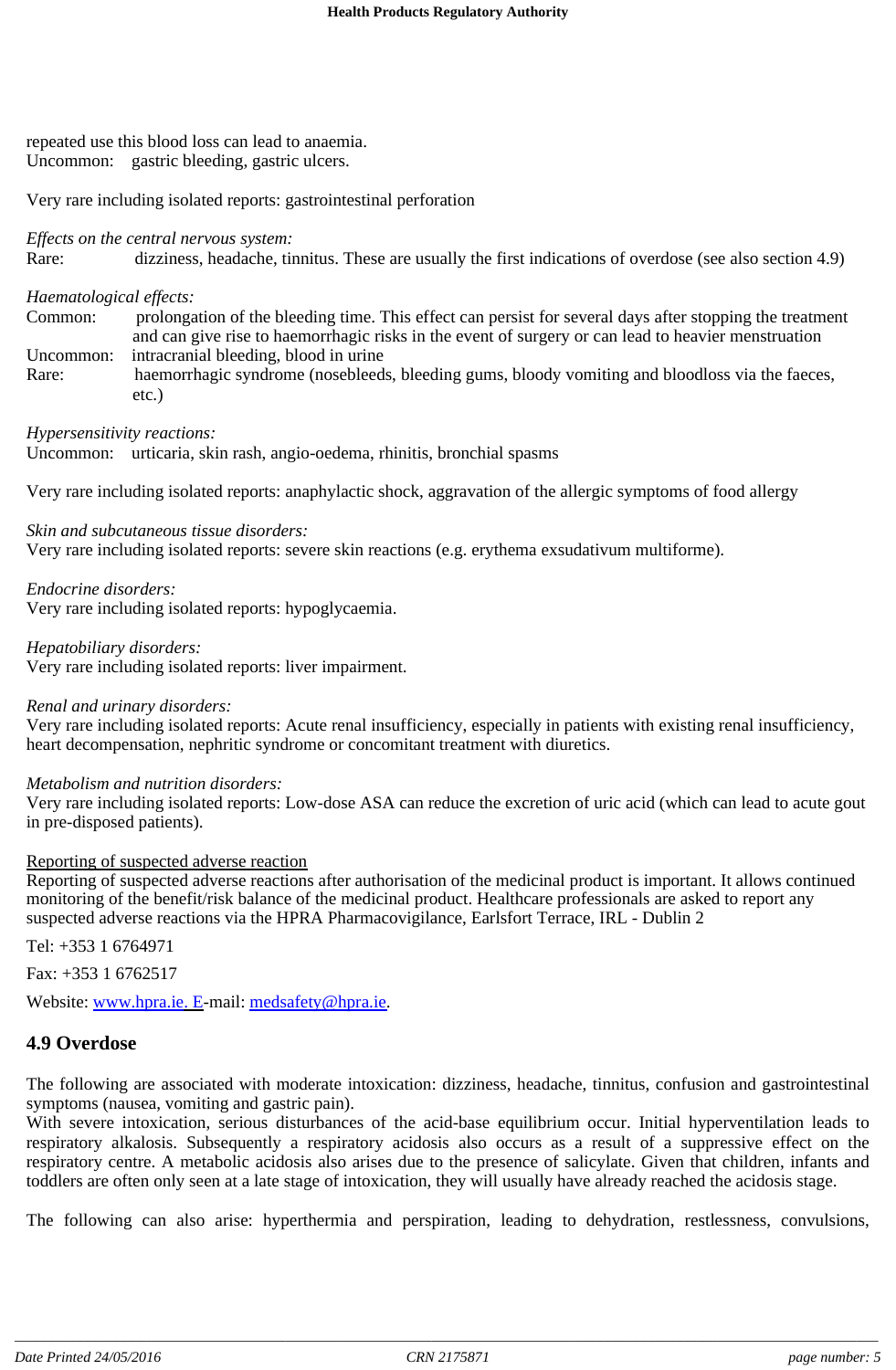repeated use this blood loss can lead to anaemia.
Uncommon: gastric bleeding, gastric ulcers.

Very rare including isolated reports: gastrointestinal perforation

*Effects on the central nervous system:*
Rare: dizziness, headache, tinnitus. These are usually the first indications of overdose (see also section 4.9)

*Haematological effects:*
Common: prolongation of the bleeding time. This effect can persist for several days after stopping the treatment and can give rise to haemorrhagic risks in the event of surgery or can lead to heavier menstruation
Uncommon: intracranial bleeding, blood in urine
Rare: haemorrhagic syndrome (nosebleeds, bleeding gums, bloody vomiting and bloodloss via the faeces, etc.)

*Hypersensitivity reactions:*
Uncommon: urticaria, skin rash, angio-oedema, rhinitis, bronchial spasms

Very rare including isolated reports: anaphylactic shock, aggravation of the allergic symptoms of food allergy

*Skin and subcutaneous tissue disorders:*
Very rare including isolated reports: severe skin reactions (e.g. erythema exsudativum multiforme).

*Endocrine disorders:*
Very rare including isolated reports: hypoglycaemia.

*Hepatobiliary disorders:*
Very rare including isolated reports: liver impairment.

*Renal and urinary disorders:*
Very rare including isolated reports: Acute renal insufficiency, especially in patients with existing renal insufficiency, heart decompensation, nephritic syndrome or concomitant treatment with diuretics.

*Metabolism and nutrition disorders:*
Very rare including isolated reports: Low-dose ASA can reduce the excretion of uric acid (which can lead to acute gout in pre-disposed patients).

Reporting of suspected adverse reaction
Reporting of suspected adverse reactions after authorisation of the medicinal product is important. It allows continued monitoring of the benefit/risk balance of the medicinal product. Healthcare professionals are asked to report any suspected adverse reactions via the HPRA Pharmacovigilance, Earlsfort Terrace, IRL - Dublin 2

Tel: +353 1 6764971

Fax: +353 1 6762517

Website: www.hpra.ie. E-mail: medsafety@hpra.ie.

## 4.9 Overdose

The following are associated with moderate intoxication: dizziness, headache, tinnitus, confusion and gastrointestinal symptoms (nausea, vomiting and gastric pain).
With severe intoxication, serious disturbances of the acid-base equilibrium occur. Initial hyperventilation leads to respiratory alkalosis. Subsequently a respiratory acidosis also occurs as a result of a suppressive effect on the respiratory centre. A metabolic acidosis also arises due to the presence of salicylate. Given that children, infants and toddlers are often only seen at a late stage of intoxication, they will usually have already reached the acidosis stage.

The following can also arise: hyperthermia and perspiration, leading to dehydration, restlessness, convulsions,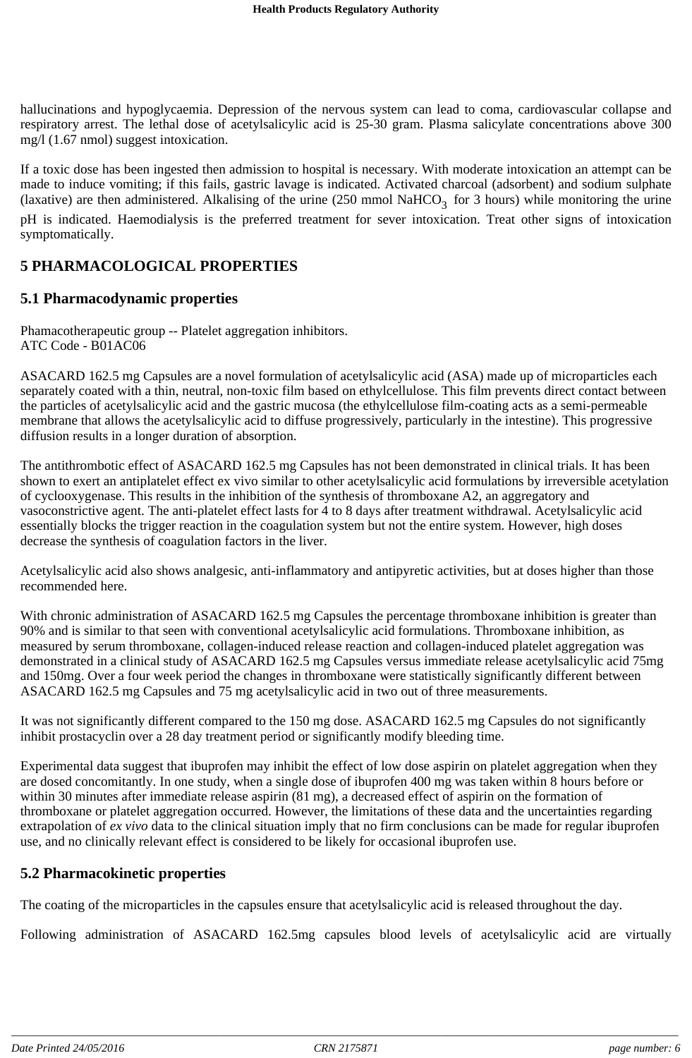hallucinations and hypoglycaemia. Depression of the nervous system can lead to coma, cardiovascular collapse and respiratory arrest. The lethal dose of acetylsalicylic acid is 25-30 gram. Plasma salicylate concentrations above 300 mg/l (1.67 nmol) suggest intoxication.

If a toxic dose has been ingested then admission to hospital is necessary. With moderate intoxication an attempt can be made to induce vomiting; if this fails, gastric lavage is indicated. Activated charcoal (adsorbent) and sodium sulphate (laxative) are then administered. Alkalising of the urine (250 mmol $NaHCO_3$ for 3 hours) while monitoring the urine pH is indicated. Haemodialysis is the preferred treatment for sever intoxication. Treat other signs of intoxication symptomatically.

# 5 PHARMACOLOGICAL PROPERTIES

## 5.1 Pharmacodynamic properties

Phamacotherapeutic group -- Platelet aggregation inhibitors.
ATC Code - B01AC06

ASACARD 162.5 mg Capsules are a novel formulation of acetylsalicylic acid (ASA) made up of microparticles each separately coated with a thin, neutral, non-toxic film based on ethylcellulose. This film prevents direct contact between the particles of acetylsalicylic acid and the gastric mucosa (the ethylcellulose film-coating acts as a semi-permeable membrane that allows the acetylsalicylic acid to diffuse progressively, particularly in the intestine). This progressive diffusion results in a longer duration of absorption.

The antithrombotic effect of ASACARD 162.5 mg Capsules has not been demonstrated in clinical trials. It has been shown to exert an antiplatelet effect ex vivo similar to other acetylsalicylic acid formulations by irreversible acetylation of cyclooxygenase. This results in the inhibition of the synthesis of thromboxane A2, an aggregatory and vasoconstrictive agent. The anti-platelet effect lasts for 4 to 8 days after treatment withdrawal. Acetylsalicylic acid essentially blocks the trigger reaction in the coagulation system but not the entire system. However, high doses decrease the synthesis of coagulation factors in the liver.

Acetylsalicylic acid also shows analgesic, anti-inflammatory and antipyretic activities, but at doses higher than those recommended here.

With chronic administration of ASACARD 162.5 mg Capsules the percentage thromboxane inhibition is greater than 90% and is similar to that seen with conventional acetylsalicylic acid formulations. Thromboxane inhibition, as measured by serum thromboxane, collagen-induced release reaction and collagen-induced platelet aggregation was demonstrated in a clinical study of ASACARD 162.5 mg Capsules versus immediate release acetylsalicylic acid 75mg and 150mg. Over a four week period the changes in thromboxane were statistically significantly different between ASACARD 162.5 mg Capsules and 75 mg acetylsalicylic acid in two out of three measurements.

It was not significantly different compared to the 150 mg dose. ASACARD 162.5 mg Capsules do not significantly inhibit prostacyclin over a 28 day treatment period or significantly modify bleeding time.

Experimental data suggest that ibuprofen may inhibit the effect of low dose aspirin on platelet aggregation when they are dosed concomitantly. In one study, when a single dose of ibuprofen 400 mg was taken within 8 hours before or within 30 minutes after immediate release aspirin (81 mg), a decreased effect of aspirin on the formation of thromboxane or platelet aggregation occurred. However, the limitations of these data and the uncertainties regarding extrapolation of *ex vivo* data to the clinical situation imply that no firm conclusions can be made for regular ibuprofen use, and no clinically relevant effect is considered to be likely for occasional ibuprofen use.

## 5.2 Pharmacokinetic properties

The coating of the microparticles in the capsules ensure that acetylsalicylic acid is released throughout the day.

Following administration of ASACARD 162.5mg capsules blood levels of acetylsalicylic acid are virtually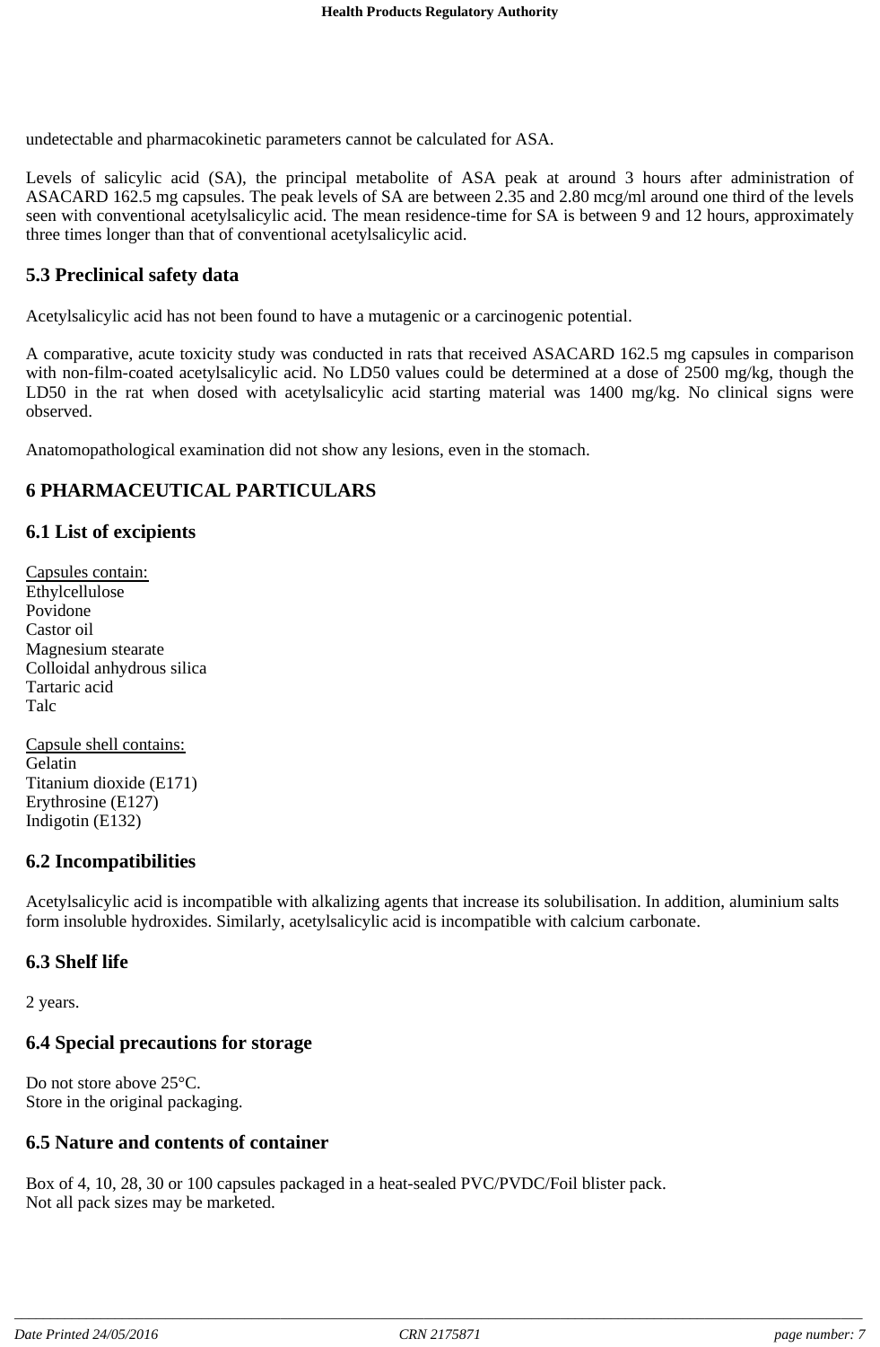undetectable and pharmacokinetic parameters cannot be calculated for ASA.

Levels of salicylic acid (SA), the principal metabolite of ASA peak at around 3 hours after administration of ASACARD 162.5 mg capsules. The peak levels of SA are between 2.35 and 2.80 mcg/ml around one third of the levels seen with conventional acetylsalicylic acid. The mean residence-time for SA is between 9 and 12 hours, approximately three times longer than that of conventional acetylsalicylic acid.

## 5.3 Preclinical safety data

Acetylsalicylic acid has not been found to have a mutagenic or a carcinogenic potential.

A comparative, acute toxicity study was conducted in rats that received ASACARD 162.5 mg capsules in comparison with non-film-coated acetylsalicylic acid. No LD50 values could be determined at a dose of 2500 mg/kg, though the LD50 in the rat when dosed with acetylsalicylic acid starting material was 1400 mg/kg. No clinical signs were observed.

Anatomopathological examination did not show any lesions, even in the stomach.

# 6 PHARMACEUTICAL PARTICULARS

## 6.1 List of excipients

Capsules contain:
Ethylcellulose
Povidone
Castor oil
Magnesium stearate
Colloidal anhydrous silica
Tartaric acid
Talc

Capsule shell contains:
Gelatin
Titanium dioxide (E171)
Erythrosine (E127)
Indigotin (E132)

## 6.2 Incompatibilities

Acetylsalicylic acid is incompatible with alkalizing agents that increase its solubilisation. In addition, aluminium salts form insoluble hydroxides. Similarly, acetylsalicylic acid is incompatible with calcium carbonate.

## 6.3 Shelf life

2 years.

## 6.4 Special precautions for storage

Do not store above 25°C.
Store in the original packaging.

## 6.5 Nature and contents of container

Box of 4, 10, 28, 30 or 100 capsules packaged in a heat-sealed PVC/PVDC/Foil blister pack.
Not all pack sizes may be marketed.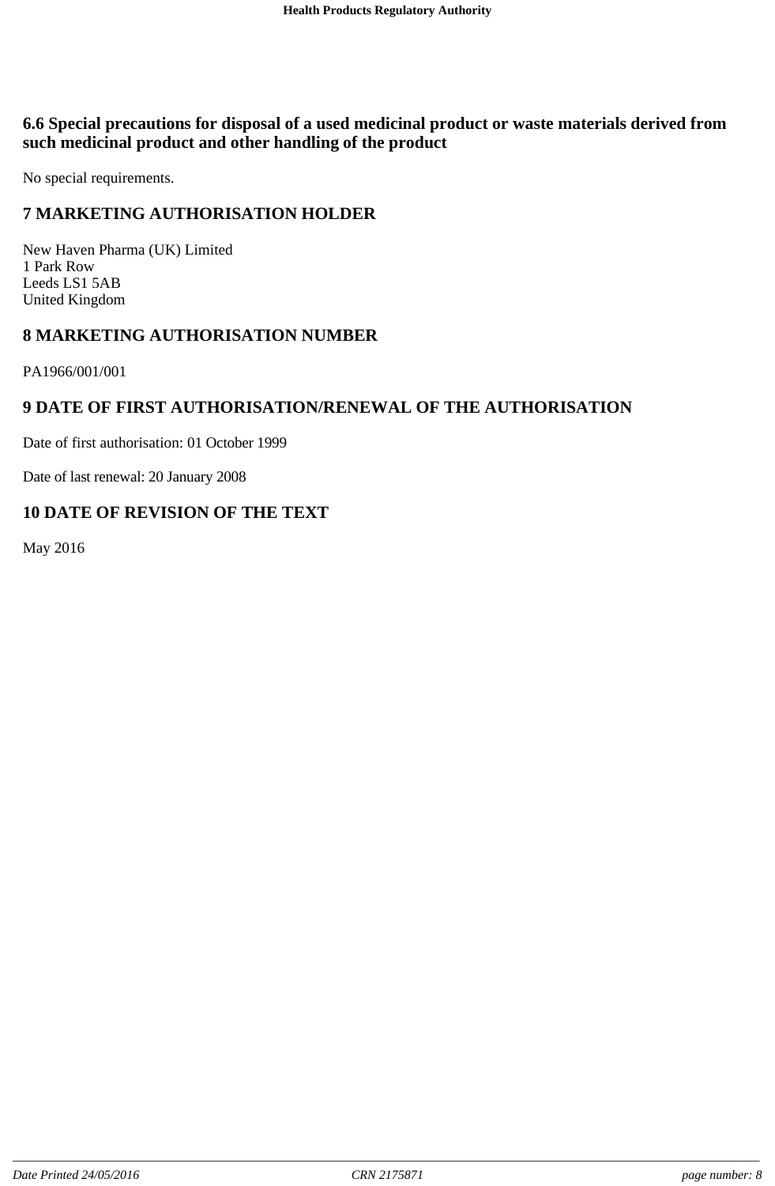## 6.6 Special precautions for disposal of a used medicinal product or waste materials derived from such medicinal product and other handling of the product

No special requirements.

## 7 MARKETING AUTHORISATION HOLDER

New Haven Pharma (UK) Limited
1 Park Row
Leeds LS1 5AB
United Kingdom

## 8 MARKETING AUTHORISATION NUMBER

PA1966/001/001

## 9 DATE OF FIRST AUTHORISATION/RENEWAL OF THE AUTHORISATION

Date of first authorisation: 01 October 1999

Date of last renewal: 20 January 2008

## 10 DATE OF REVISION OF THE TEXT

May 2016